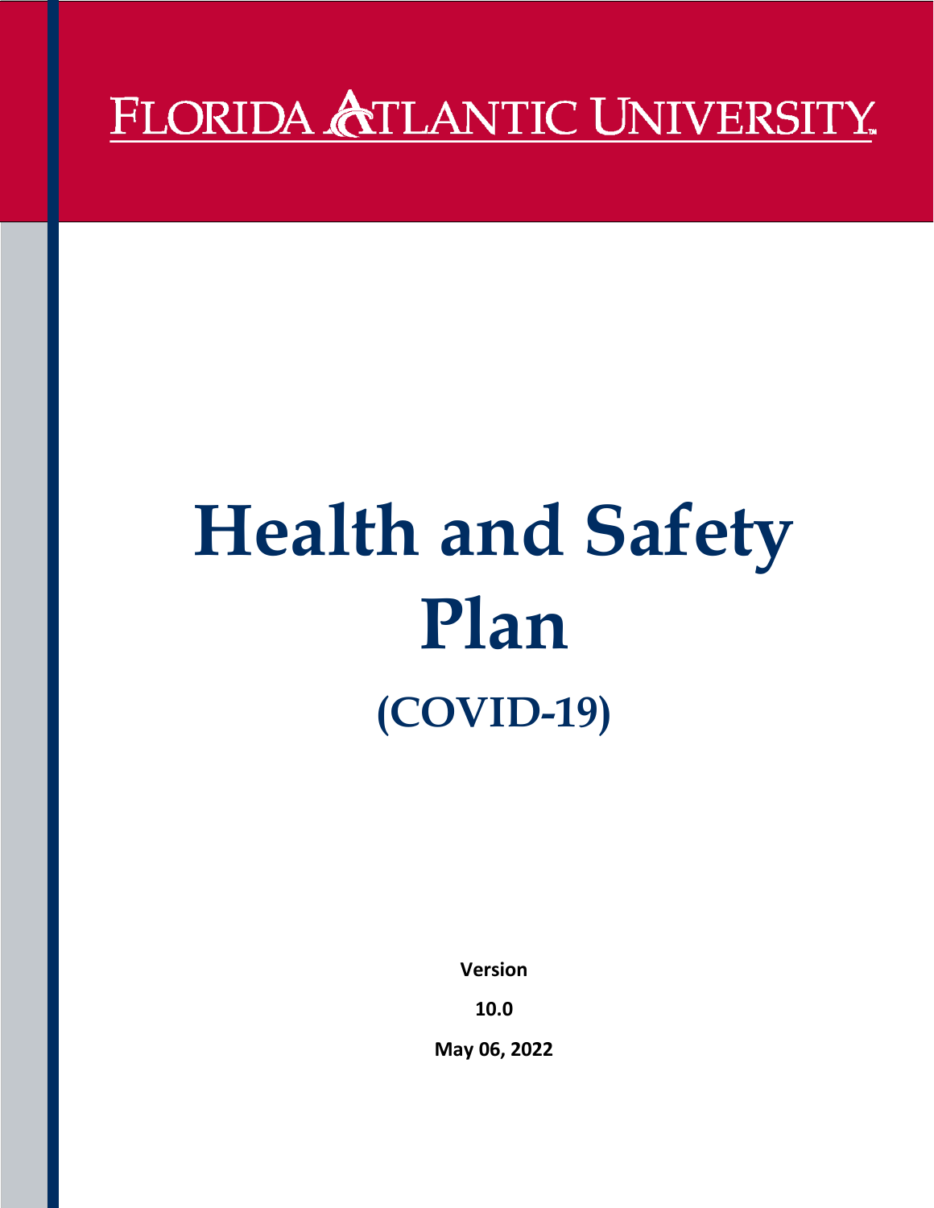FLORIDA ATLANTIC UNIVERSITY

# Health and Safety Plan

## (COVID-19)

**Version**

**10.0**

**May 06, 2022**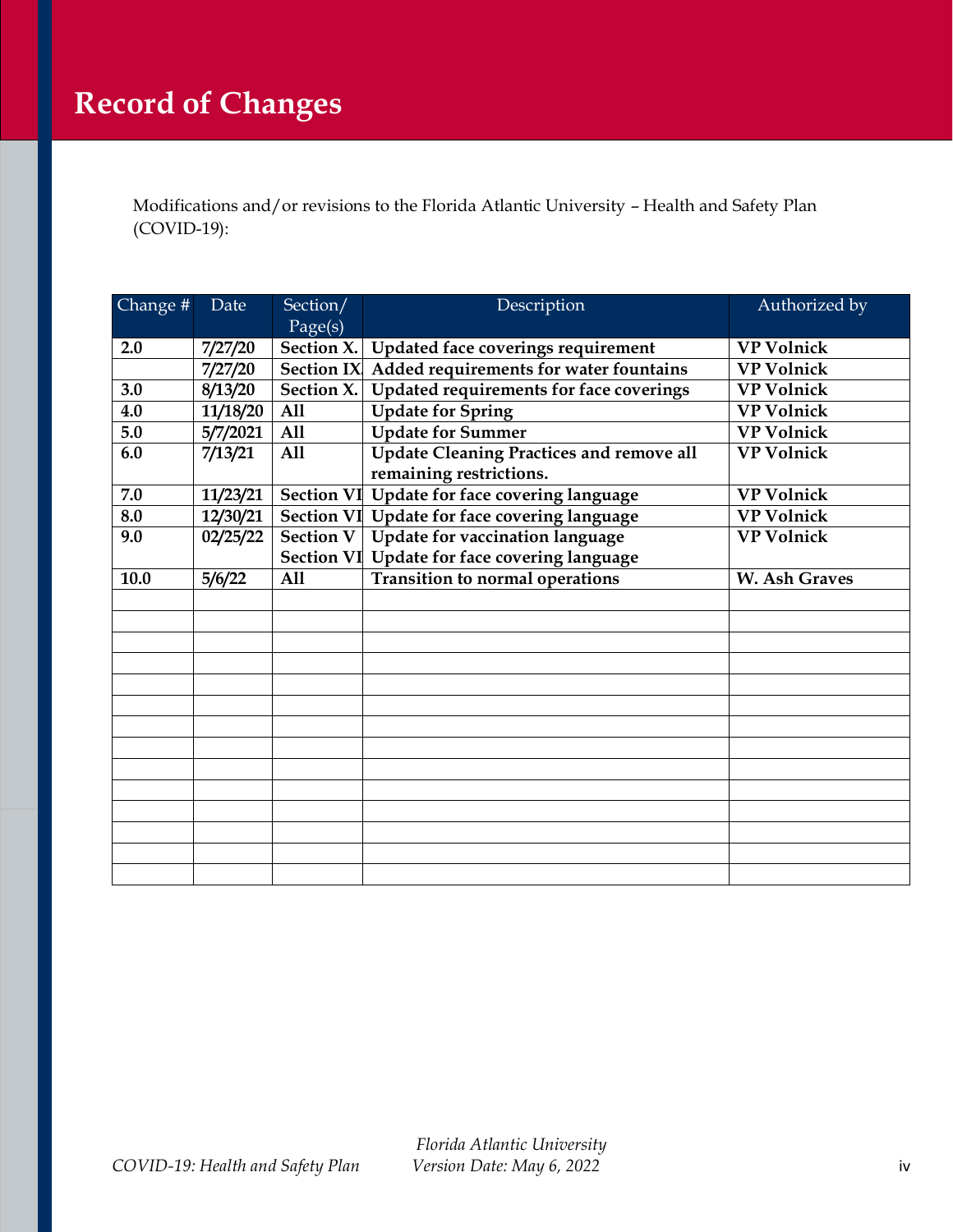# Record of Changes

Modifications and/or revisions to the Florida Atlantic University – Health and Safety Plan (COVID-19):

| Change # | Date | Section/ Page(s) | Description | Authorized by |
|---|---|---|---|---|
| **2.0** | **7/27/20** | **Section X.** | **Updated face coverings requirement** | **VP Volnick** |
| | **7/27/20** | **Section IX.** | **Added requirements for water fountains** | **VP Volnick** |
| **3.0** | **8/13/20** | **Section X.** | **Updated requirements for face coverings** | **VP Volnick** |
| **4.0** | **11/18/20** | **All** | **Update for Spring** | **VP Volnick** |
| **5.0** | **5/7/2021** | **All** | **Update for Summer** | **VP Volnick** |
| **6.0** | **7/13/21** | **All** | **Update Cleaning Practices and remove all remaining restrictions.** | **VP Volnick** |
| **7.0** | **11/23/21** | **Section VI** | **Update for face covering language** | **VP Volnick** |
| **8.0** | **12/30/21** | **Section VI** | **Update for face covering language** | **VP Volnick** |
| **9.0** | **02/25/22** | **Section V**<br>**Section VI** | **Update for vaccination language**<br>**Update for face covering language** | **VP Volnick** |
| **10.0** | **5/6/22** | **All** | **Transition to normal operations** | **W. Ash Graves** |
| | | | | |
| | | | | |
| | | | | |
| | | | | |
| | | | | |
| | | | | |
| | | | | |
| | | | | |
| | | | | |
| | | | | |
| | | | | |
| | | | | |
| | | | | |
| | | | | |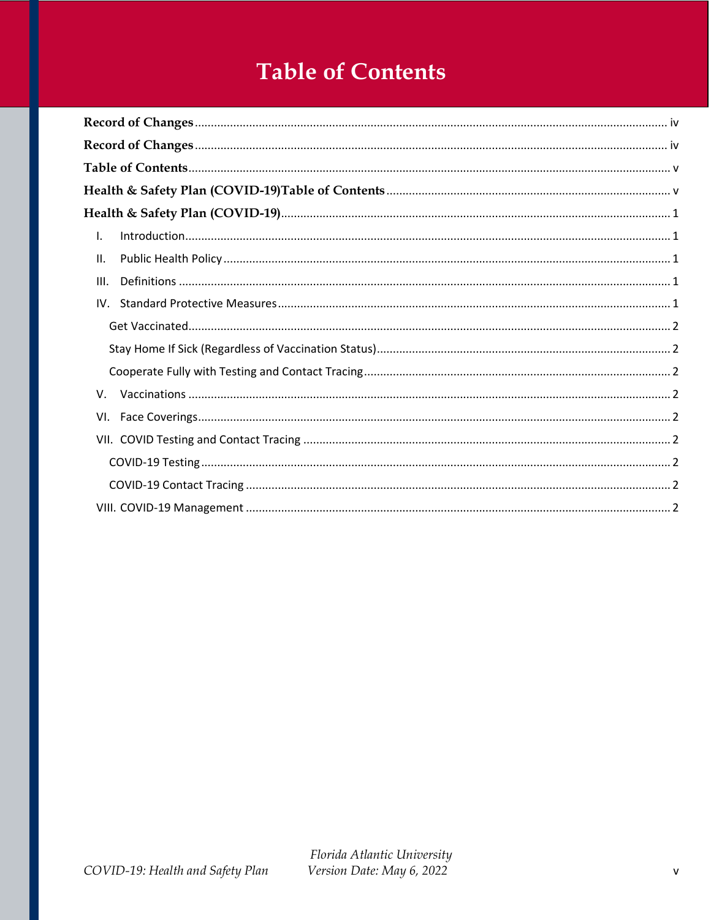# Table of Contents

**Record of Changes** .................................................................................................... iv

**Record of Changes** .................................................................................................... iv

**Table of Contents** ....................................................................................................... v

**Health & Safety Plan (COVID-19)Table of Contents** ............................................... v

**Health & Safety Plan (COVID-19)** ............................................................................ 1

- I. Introduction .......................................................................................................... 1
- II. Public Health Policy ............................................................................................ 1
- III. Definitions .......................................................................................................... 1
- IV. Standard Protective Measures ............................................................................ 1
  - Get Vaccinated ....................................................................................................... 2
  - Stay Home If Sick (Regardless of Vaccination Status) .......................................... 2
  - Cooperate Fully with Testing and Contact Tracing ................................................ 2
- V. Vaccinations ........................................................................................................ 2
- VI. Face Coverings ................................................................................................... 2
- VII. COVID Testing and Contact Tracing ................................................................ 2
  - COVID-19 Testing .................................................................................................. 2
  - COVID-19 Contact Tracing ..................................................................................... 2
- VIII. COVID-19 Management ................................................................................... 2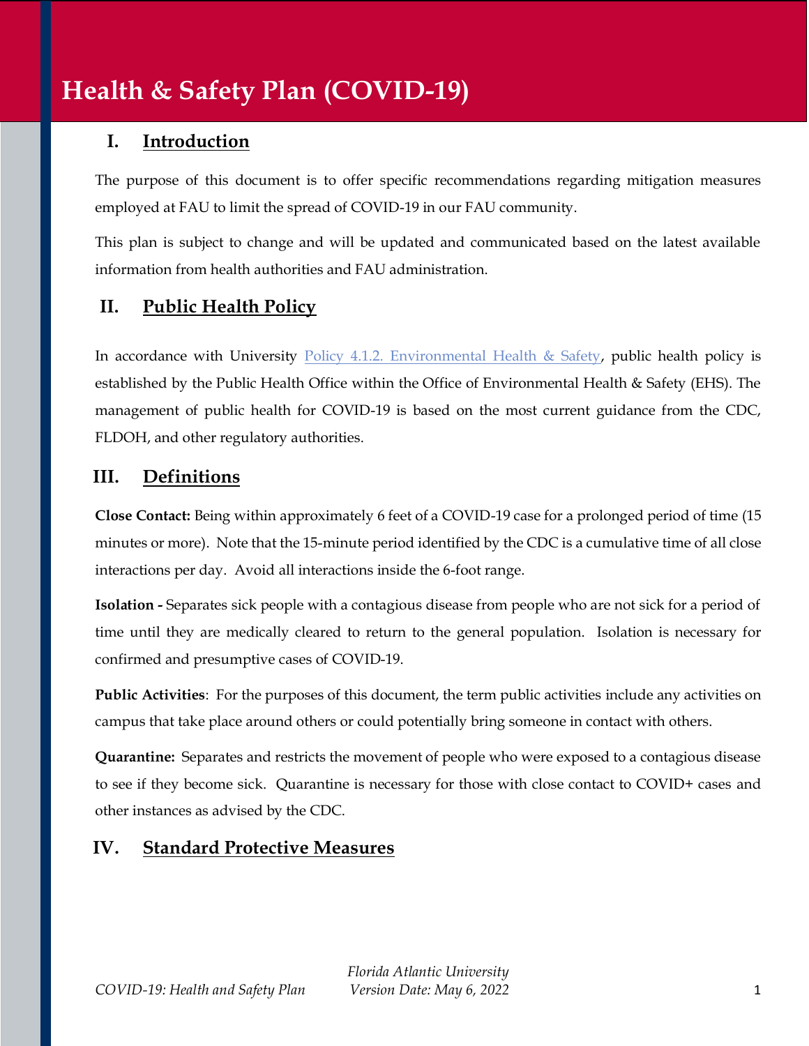# Health & Safety Plan (COVID-19)

## I. Introduction

The purpose of this document is to offer specific recommendations regarding mitigation measures employed at FAU to limit the spread of COVID-19 in our FAU community.

This plan is subject to change and will be updated and communicated based on the latest available information from health authorities and FAU administration.

## II. Public Health Policy

In accordance with University Policy 4.1.2. Environmental Health & Safety, public health policy is established by the Public Health Office within the Office of Environmental Health & Safety (EHS). The management of public health for COVID-19 is based on the most current guidance from the CDC, FLDOH, and other regulatory authorities.

## III. Definitions

**Close Contact:** Being within approximately 6 feet of a COVID-19 case for a prolonged period of time (15 minutes or more). Note that the 15-minute period identified by the CDC is a cumulative time of all close interactions per day. Avoid all interactions inside the 6-foot range.

**Isolation -** Separates sick people with a contagious disease from people who are not sick for a period of time until they are medically cleared to return to the general population. Isolation is necessary for confirmed and presumptive cases of COVID-19.

**Public Activities**: For the purposes of this document, the term public activities include any activities on campus that take place around others or could potentially bring someone in contact with others.

**Quarantine:** Separates and restricts the movement of people who were exposed to a contagious disease to see if they become sick. Quarantine is necessary for those with close contact to COVID+ cases and other instances as advised by the CDC.

## IV. Standard Protective Measures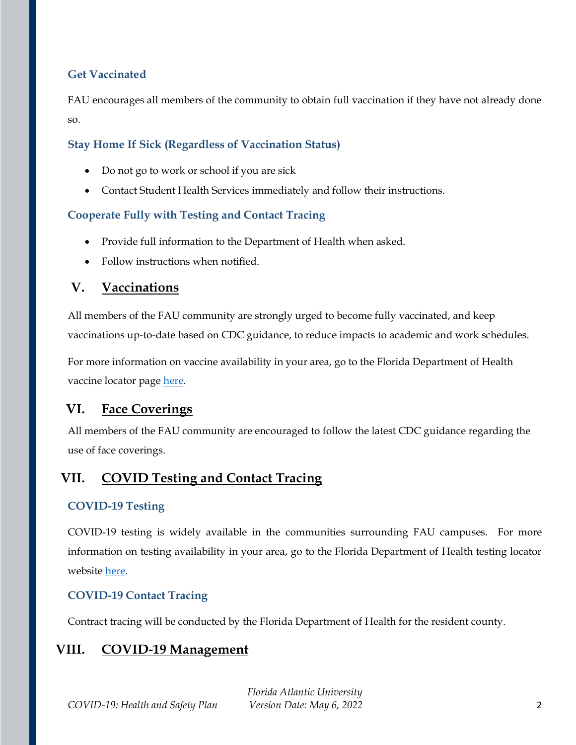### Get Vaccinated

FAU encourages all members of the community to obtain full vaccination if they have not already done so.

### Stay Home If Sick (Regardless of Vaccination Status)

- Do not go to work or school if you are sick
- Contact Student Health Services immediately and follow their instructions.

### Cooperate Fully with Testing and Contact Tracing

- Provide full information to the Department of Health when asked.
- Follow instructions when notified.

## V. Vaccinations

All members of the FAU community are strongly urged to become fully vaccinated, and keep vaccinations up-to-date based on CDC guidance, to reduce impacts to academic and work schedules.

For more information on vaccine availability in your area, go to the Florida Department of Health vaccine locator page here.

## VI. Face Coverings

All members of the FAU community are encouraged to follow the latest CDC guidance regarding the use of face coverings.

## VII. COVID Testing and Contact Tracing

### COVID-19 Testing

COVID-19 testing is widely available in the communities surrounding FAU campuses. For more information on testing availability in your area, go to the Florida Department of Health testing locator website here.

### COVID-19 Contact Tracing

Contract tracing will be conducted by the Florida Department of Health for the resident county.

## VIII. COVID-19 Management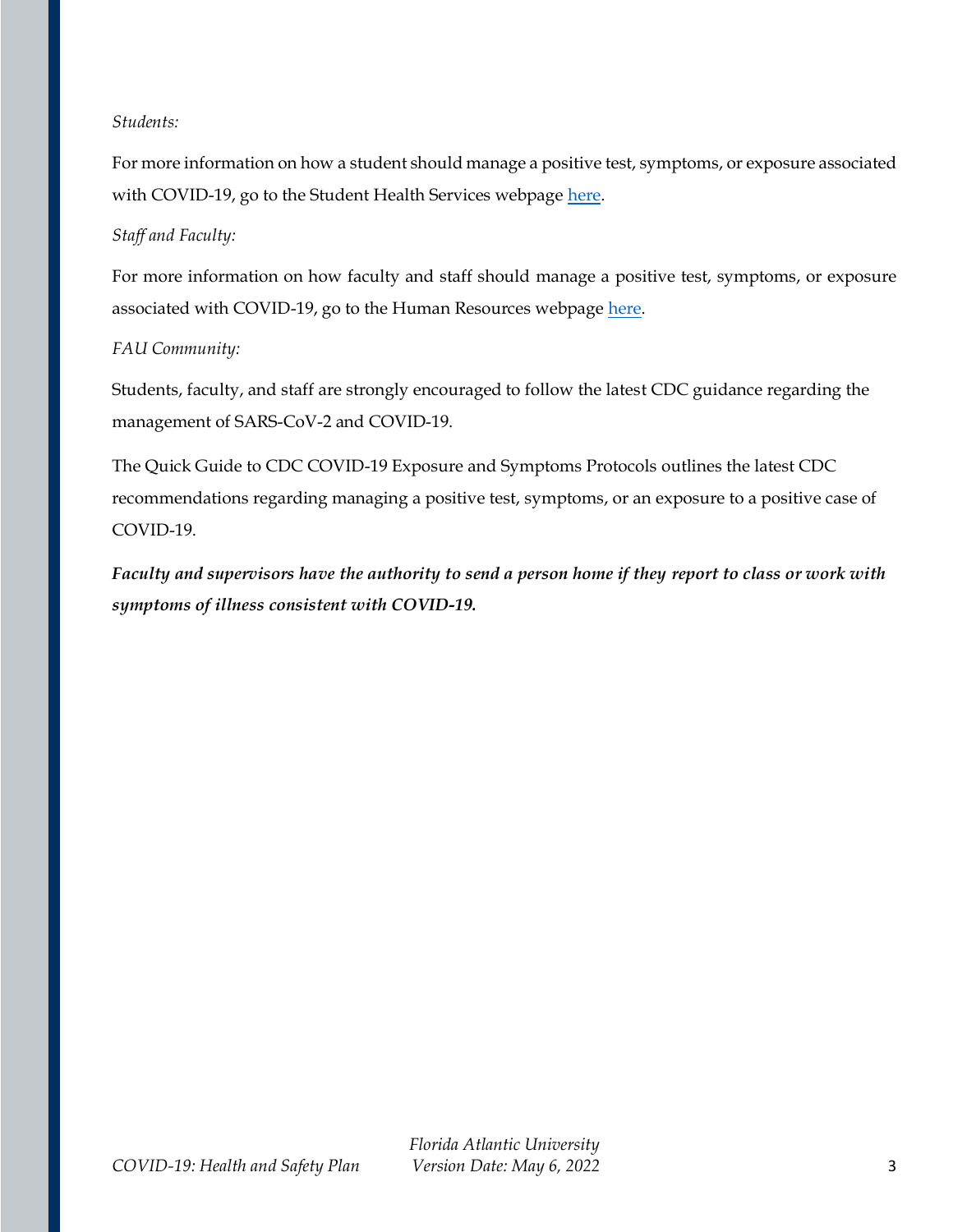*Students:*

For more information on how a student should manage a positive test, symptoms, or exposure associated with COVID-19, go to the Student Health Services webpage here.

*Staff and Faculty:*

For more information on how faculty and staff should manage a positive test, symptoms, or exposure associated with COVID-19, go to the Human Resources webpage here.

*FAU Community:*

Students, faculty, and staff are strongly encouraged to follow the latest CDC guidance regarding the management of SARS-CoV-2 and COVID-19.

The Quick Guide to CDC COVID-19 Exposure and Symptoms Protocols outlines the latest CDC recommendations regarding managing a positive test, symptoms, or an exposure to a positive case of COVID-19.

***Faculty and supervisors have the authority to send a person home if they report to class or work with symptoms of illness consistent with COVID-19.***